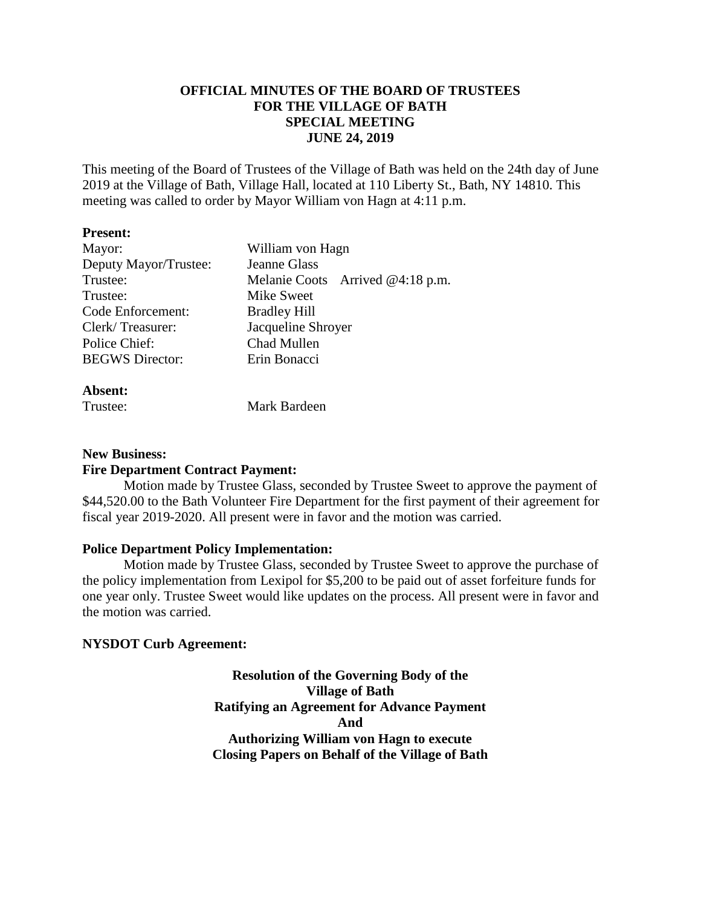# OFFICIAL MINUTES OF THE BOARD OF TRUSTEES FOR THE VILLAGE OF BATH SPECIAL MEETING JUNE 24, 2019

This meeting of the Board of Trustees of the Village of Bath was held on the 24th day of June 2019 at the Village of Bath, Village Hall, located at 110 Liberty St., Bath, NY 14810. This meeting was called to order by Mayor William von Hagn at 4:11 p.m.

**Present:**

| | |
|---|---|
| Mayor: | William von Hagn |
| Deputy Mayor/Trustee: | Jeanne Glass |
| Trustee: | Melanie Coots Arrived @4:18 p.m. |
| Trustee: | Mike Sweet |
| Code Enforcement: | Bradley Hill |
| Clerk/ Treasurer: | Jacqueline Shroyer |
| Police Chief: | Chad Mullen |
| BEGWS Director: | Erin Bonacci |

**Absent:**

| | |
|---|---|
| Trustee: | Mark Bardeen |

**New Business:**

**Fire Department Contract Payment:**

Motion made by Trustee Glass, seconded by Trustee Sweet to approve the payment of \$44,520.00 to the Bath Volunteer Fire Department for the first payment of their agreement for fiscal year 2019-2020. All present were in favor and the motion was carried.

**Police Department Policy Implementation:**

Motion made by Trustee Glass, seconded by Trustee Sweet to approve the purchase of the policy implementation from Lexipol for \$5,200 to be paid out of asset forfeiture funds for one year only. Trustee Sweet would like updates on the process. All present were in favor and the motion was carried.

**NYSDOT Curb Agreement:**

**Resolution of the Governing Body of the Village of Bath Ratifying an Agreement for Advance Payment And Authorizing William von Hagn to execute Closing Papers on Behalf of the Village of Bath**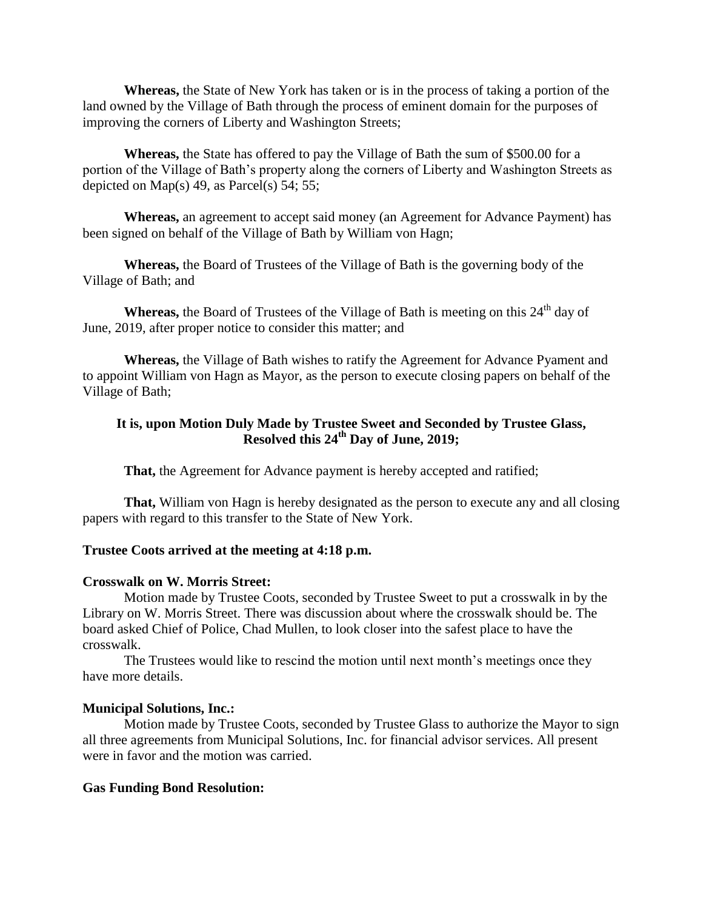**Whereas,** the State of New York has taken or is in the process of taking a portion of the land owned by the Village of Bath through the process of eminent domain for the purposes of improving the corners of Liberty and Washington Streets;

**Whereas,** the State has offered to pay the Village of Bath the sum of $500.00 for a portion of the Village of Bath's property along the corners of Liberty and Washington Streets as depicted on Map(s) 49, as Parcel(s) 54; 55;

**Whereas,** an agreement to accept said money (an Agreement for Advance Payment) has been signed on behalf of the Village of Bath by William von Hagn;

**Whereas,** the Board of Trustees of the Village of Bath is the governing body of the Village of Bath; and

**Whereas,** the Board of Trustees of the Village of Bath is meeting on this 24th day of June, 2019, after proper notice to consider this matter; and

**Whereas,** the Village of Bath wishes to ratify the Agreement for Advance Pyament and to appoint William von Hagn as Mayor, as the person to execute closing papers on behalf of the Village of Bath;

**It is, upon Motion Duly Made by Trustee Sweet and Seconded by Trustee Glass, Resolved this 24th Day of June, 2019;**

**That,** the Agreement for Advance payment is hereby accepted and ratified;

**That,** William von Hagn is hereby designated as the person to execute any and all closing papers with regard to this transfer to the State of New York.

**Trustee Coots arrived at the meeting at 4:18 p.m.**

**Crosswalk on W. Morris Street:**

Motion made by Trustee Coots, seconded by Trustee Sweet to put a crosswalk in by the Library on W. Morris Street. There was discussion about where the crosswalk should be. The board asked Chief of Police, Chad Mullen, to look closer into the safest place to have the crosswalk.

The Trustees would like to rescind the motion until next month's meetings once they have more details.

**Municipal Solutions, Inc.:**

Motion made by Trustee Coots, seconded by Trustee Glass to authorize the Mayor to sign all three agreements from Municipal Solutions, Inc. for financial advisor services. All present were in favor and the motion was carried.

**Gas Funding Bond Resolution:**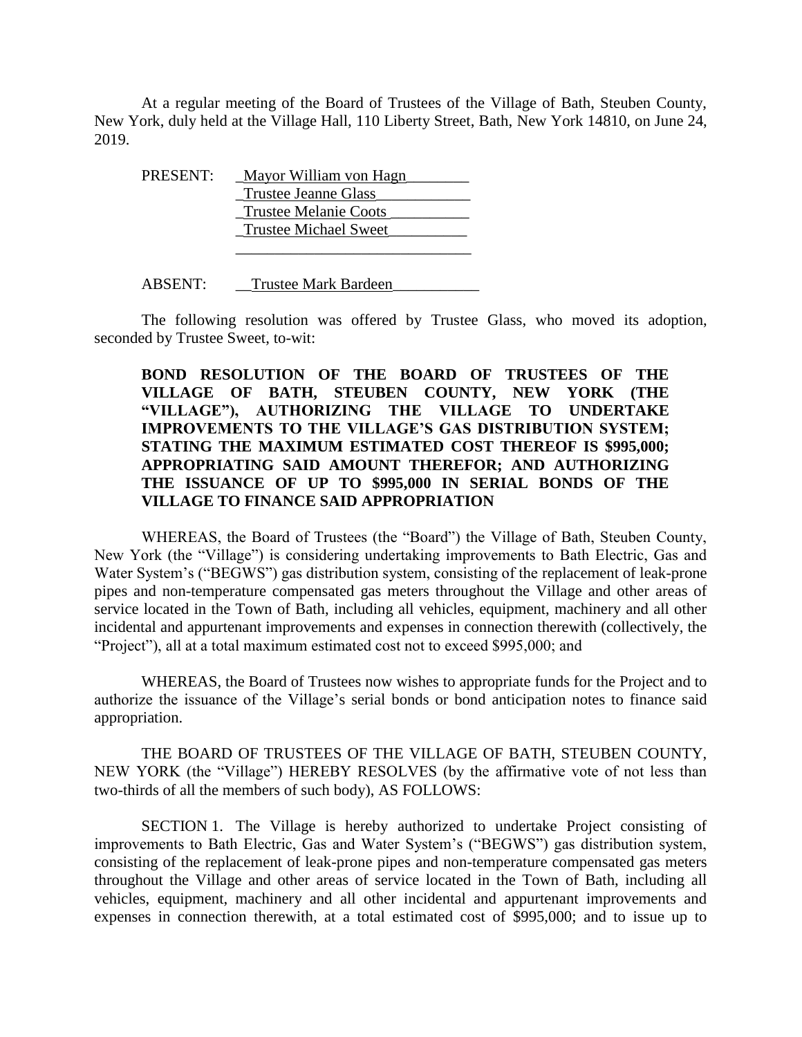At a regular meeting of the Board of Trustees of the Village of Bath, Steuben County, New York, duly held at the Village Hall, 110 Liberty Street, Bath, New York 14810, on June 24, 2019.

PRESENT: Mayor William von Hagn
Trustee Jeanne Glass
Trustee Melanie Coots
Trustee Michael Sweet

ABSENT: Trustee Mark Bardeen

The following resolution was offered by Trustee Glass, who moved its adoption, seconded by Trustee Sweet, to-wit:

**BOND RESOLUTION OF THE BOARD OF TRUSTEES OF THE VILLAGE OF BATH, STEUBEN COUNTY, NEW YORK (THE "VILLAGE"), AUTHORIZING THE VILLAGE TO UNDERTAKE IMPROVEMENTS TO THE VILLAGE'S GAS DISTRIBUTION SYSTEM; STATING THE MAXIMUM ESTIMATED COST THEREOF IS $995,000; APPROPRIATING SAID AMOUNT THEREFOR; AND AUTHORIZING THE ISSUANCE OF UP TO $995,000 IN SERIAL BONDS OF THE VILLAGE TO FINANCE SAID APPROPRIATION**

WHEREAS, the Board of Trustees (the "Board") the Village of Bath, Steuben County, New York (the "Village") is considering undertaking improvements to Bath Electric, Gas and Water System's ("BEGWS") gas distribution system, consisting of the replacement of leak-prone pipes and non-temperature compensated gas meters throughout the Village and other areas of service located in the Town of Bath, including all vehicles, equipment, machinery and all other incidental and appurtenant improvements and expenses in connection therewith (collectively, the "Project"), all at a total maximum estimated cost not to exceed $995,000; and

WHEREAS, the Board of Trustees now wishes to appropriate funds for the Project and to authorize the issuance of the Village's serial bonds or bond anticipation notes to finance said appropriation.

THE BOARD OF TRUSTEES OF THE VILLAGE OF BATH, STEUBEN COUNTY, NEW YORK (the "Village") HEREBY RESOLVES (by the affirmative vote of not less than two-thirds of all the members of such body), AS FOLLOWS:

SECTION 1. The Village is hereby authorized to undertake Project consisting of improvements to Bath Electric, Gas and Water System's ("BEGWS") gas distribution system, consisting of the replacement of leak-prone pipes and non-temperature compensated gas meters throughout the Village and other areas of service located in the Town of Bath, including all vehicles, equipment, machinery and all other incidental and appurtenant improvements and expenses in connection therewith, at a total estimated cost of $995,000; and to issue up to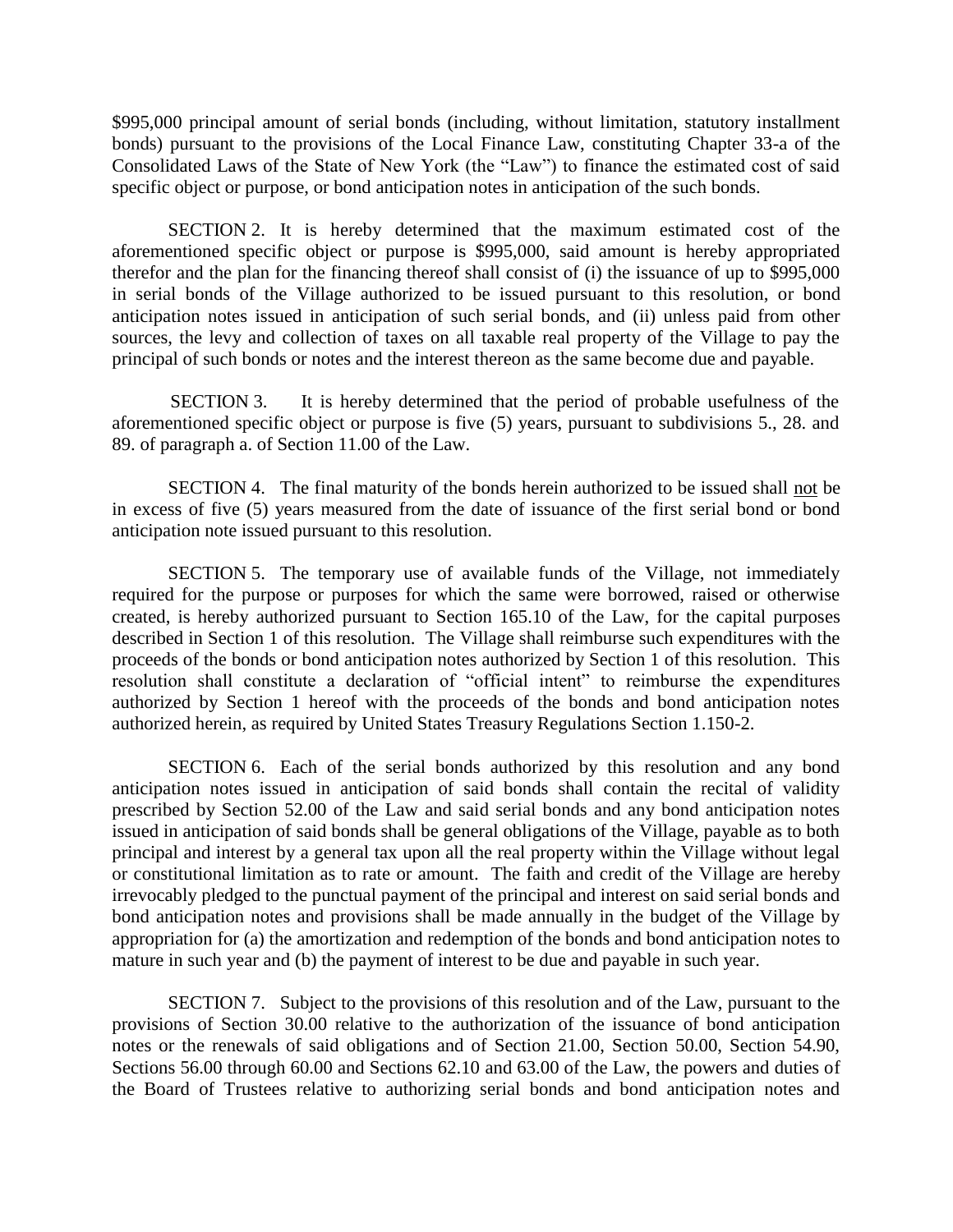$995,000 principal amount of serial bonds (including, without limitation, statutory installment bonds) pursuant to the provisions of the Local Finance Law, constituting Chapter 33-a of the Consolidated Laws of the State of New York (the "Law") to finance the estimated cost of said specific object or purpose, or bond anticipation notes in anticipation of the such bonds.

SECTION 2. It is hereby determined that the maximum estimated cost of the aforementioned specific object or purpose is $995,000, said amount is hereby appropriated therefor and the plan for the financing thereof shall consist of (i) the issuance of up to $995,000 in serial bonds of the Village authorized to be issued pursuant to this resolution, or bond anticipation notes issued in anticipation of such serial bonds, and (ii) unless paid from other sources, the levy and collection of taxes on all taxable real property of the Village to pay the principal of such bonds or notes and the interest thereon as the same become due and payable.

SECTION 3. It is hereby determined that the period of probable usefulness of the aforementioned specific object or purpose is five (5) years, pursuant to subdivisions 5., 28. and 89. of paragraph a. of Section 11.00 of the Law.

SECTION 4. The final maturity of the bonds herein authorized to be issued shall <u>not</u> be in excess of five (5) years measured from the date of issuance of the first serial bond or bond anticipation note issued pursuant to this resolution.

SECTION 5. The temporary use of available funds of the Village, not immediately required for the purpose or purposes for which the same were borrowed, raised or otherwise created, is hereby authorized pursuant to Section 165.10 of the Law, for the capital purposes described in Section 1 of this resolution. The Village shall reimburse such expenditures with the proceeds of the bonds or bond anticipation notes authorized by Section 1 of this resolution. This resolution shall constitute a declaration of "official intent" to reimburse the expenditures authorized by Section 1 hereof with the proceeds of the bonds and bond anticipation notes authorized herein, as required by United States Treasury Regulations Section 1.150-2.

SECTION 6. Each of the serial bonds authorized by this resolution and any bond anticipation notes issued in anticipation of said bonds shall contain the recital of validity prescribed by Section 52.00 of the Law and said serial bonds and any bond anticipation notes issued in anticipation of said bonds shall be general obligations of the Village, payable as to both principal and interest by a general tax upon all the real property within the Village without legal or constitutional limitation as to rate or amount. The faith and credit of the Village are hereby irrevocably pledged to the punctual payment of the principal and interest on said serial bonds and bond anticipation notes and provisions shall be made annually in the budget of the Village by appropriation for (a) the amortization and redemption of the bonds and bond anticipation notes to mature in such year and (b) the payment of interest to be due and payable in such year.

SECTION 7. Subject to the provisions of this resolution and of the Law, pursuant to the provisions of Section 30.00 relative to the authorization of the issuance of bond anticipation notes or the renewals of said obligations and of Section 21.00, Section 50.00, Section 54.90, Sections 56.00 through 60.00 and Sections 62.10 and 63.00 of the Law, the powers and duties of the Board of Trustees relative to authorizing serial bonds and bond anticipation notes and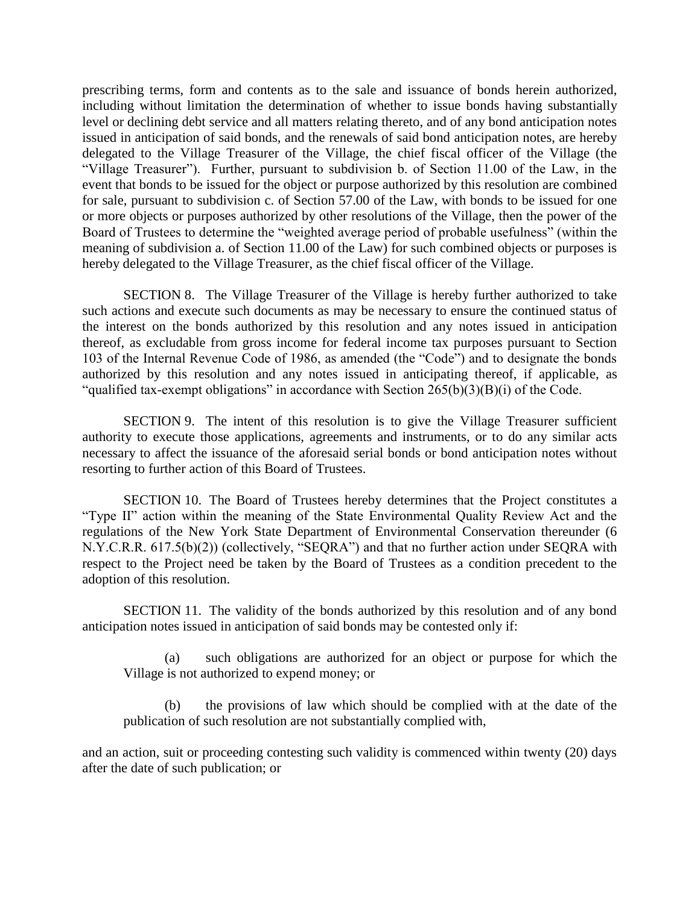prescribing terms, form and contents as to the sale and issuance of bonds herein authorized, including without limitation the determination of whether to issue bonds having substantially level or declining debt service and all matters relating thereto, and of any bond anticipation notes issued in anticipation of said bonds, and the renewals of said bond anticipation notes, are hereby delegated to the Village Treasurer of the Village, the chief fiscal officer of the Village (the "Village Treasurer"). Further, pursuant to subdivision b. of Section 11.00 of the Law, in the event that bonds to be issued for the object or purpose authorized by this resolution are combined for sale, pursuant to subdivision c. of Section 57.00 of the Law, with bonds to be issued for one or more objects or purposes authorized by other resolutions of the Village, then the power of the Board of Trustees to determine the "weighted average period of probable usefulness" (within the meaning of subdivision a. of Section 11.00 of the Law) for such combined objects or purposes is hereby delegated to the Village Treasurer, as the chief fiscal officer of the Village.

SECTION 8. The Village Treasurer of the Village is hereby further authorized to take such actions and execute such documents as may be necessary to ensure the continued status of the interest on the bonds authorized by this resolution and any notes issued in anticipation thereof, as excludable from gross income for federal income tax purposes pursuant to Section 103 of the Internal Revenue Code of 1986, as amended (the "Code") and to designate the bonds authorized by this resolution and any notes issued in anticipating thereof, if applicable, as "qualified tax-exempt obligations" in accordance with Section 265(b)(3)(B)(i) of the Code.

SECTION 9. The intent of this resolution is to give the Village Treasurer sufficient authority to execute those applications, agreements and instruments, or to do any similar acts necessary to affect the issuance of the aforesaid serial bonds or bond anticipation notes without resorting to further action of this Board of Trustees.

SECTION 10. The Board of Trustees hereby determines that the Project constitutes a "Type II" action within the meaning of the State Environmental Quality Review Act and the regulations of the New York State Department of Environmental Conservation thereunder (6 N.Y.C.R.R. 617.5(b)(2)) (collectively, "SEQRA") and that no further action under SEQRA with respect to the Project need be taken by the Board of Trustees as a condition precedent to the adoption of this resolution.

SECTION 11. The validity of the bonds authorized by this resolution and of any bond anticipation notes issued in anticipation of said bonds may be contested only if:

(a) such obligations are authorized for an object or purpose for which the Village is not authorized to expend money; or

(b) the provisions of law which should be complied with at the date of the publication of such resolution are not substantially complied with,

and an action, suit or proceeding contesting such validity is commenced within twenty (20) days after the date of such publication; or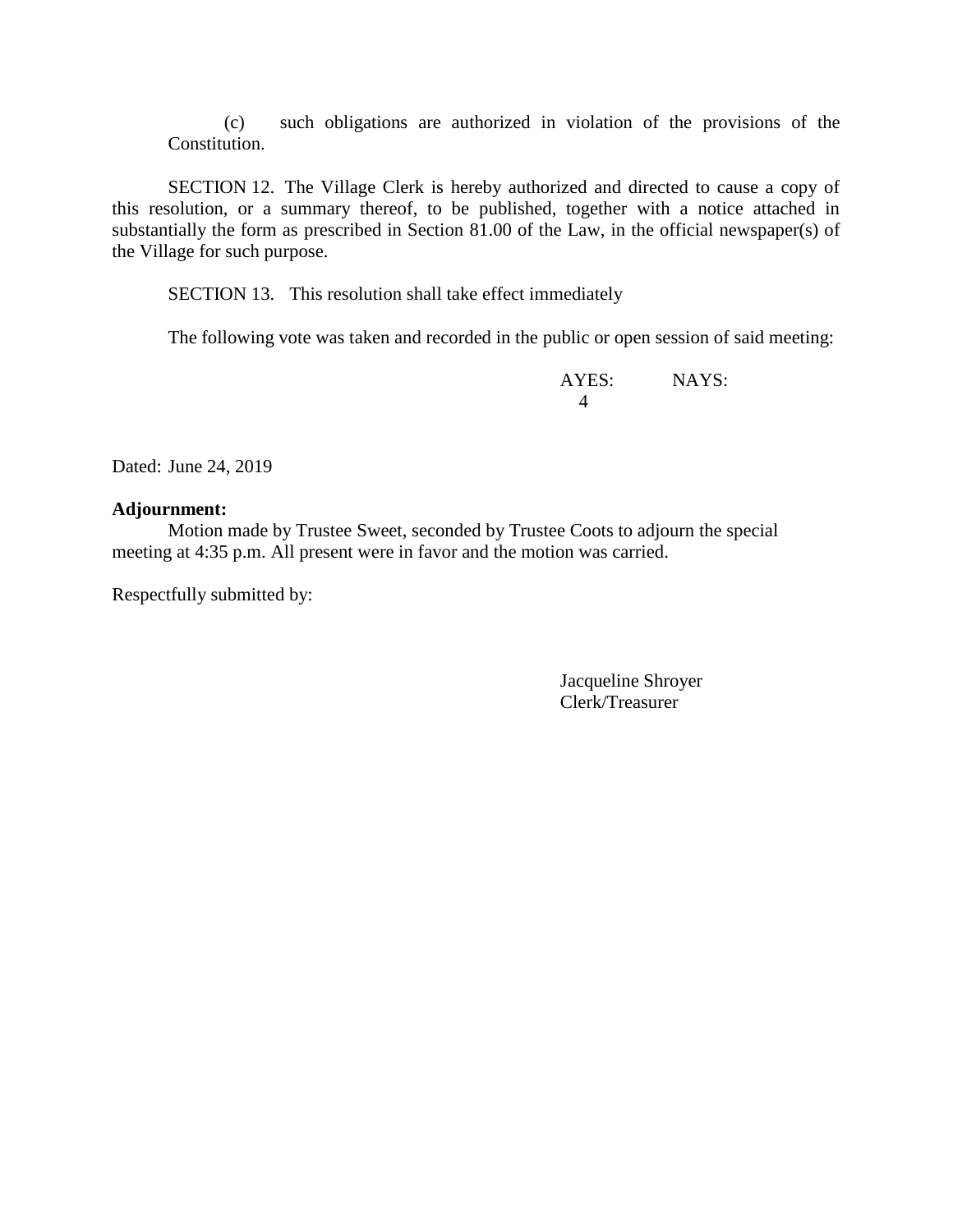(c) such obligations are authorized in violation of the provisions of the Constitution.

SECTION 12. The Village Clerk is hereby authorized and directed to cause a copy of this resolution, or a summary thereof, to be published, together with a notice attached in substantially the form as prescribed in Section 81.00 of the Law, in the official newspaper(s) of the Village for such purpose.

SECTION 13. This resolution shall take effect immediately

The following vote was taken and recorded in the public or open session of said meeting:

| AYES: | NAYS: |
|---|---|
| 4 | |

Dated: June 24, 2019

**Adjournment:**

Motion made by Trustee Sweet, seconded by Trustee Coots to adjourn the special meeting at 4:35 p.m. All present were in favor and the motion was carried.

Respectfully submitted by:

Jacqueline Shroyer
Clerk/Treasurer